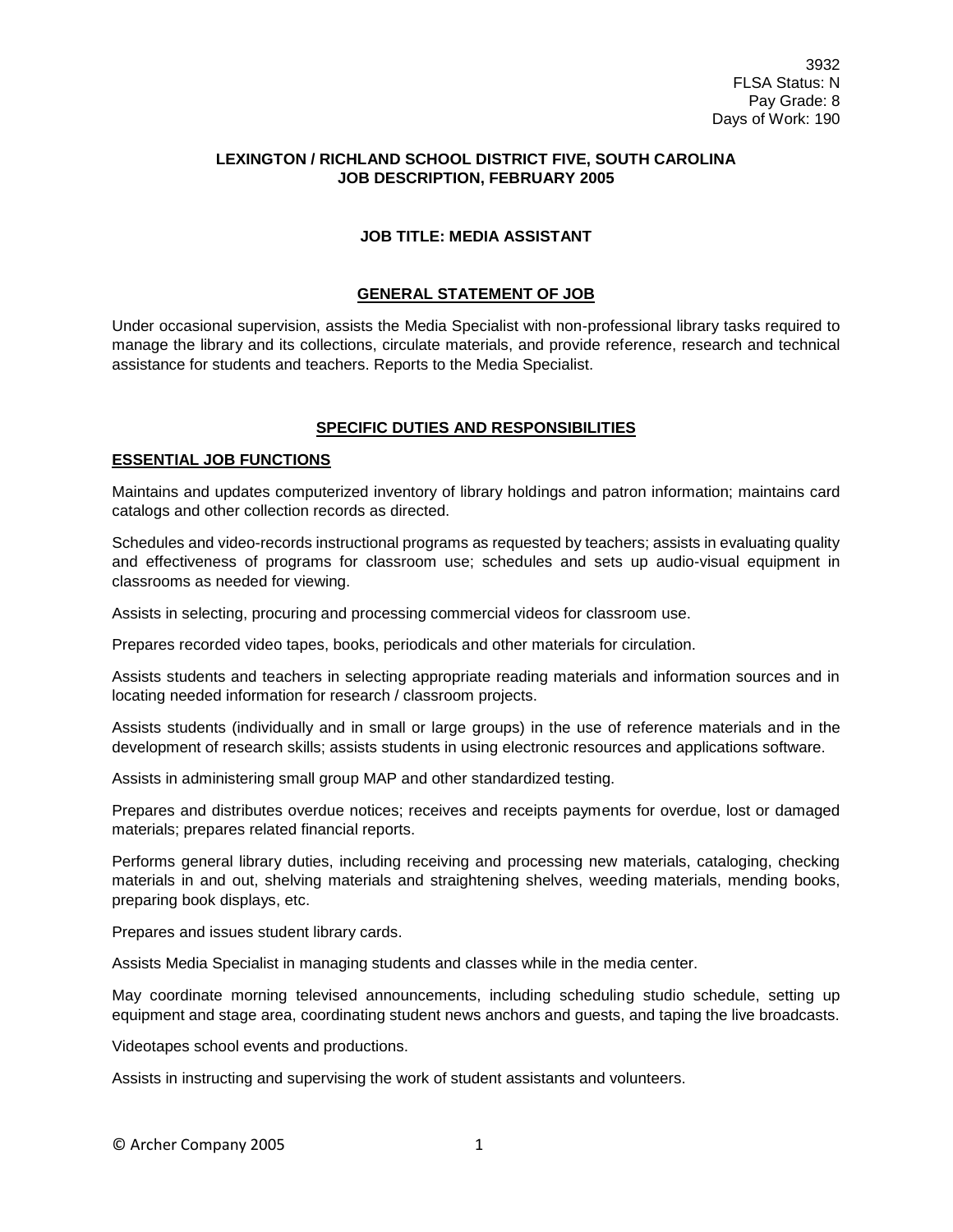3932
FLSA Status: N
Pay Grade: 8
Days of Work: 190

**LEXINGTON / RICHLAND SCHOOL DISTRICT FIVE, SOUTH CAROLINA**
**JOB DESCRIPTION, FEBRUARY 2005**

# JOB TITLE: MEDIA ASSISTANT

## GENERAL STATEMENT OF JOB

Under occasional supervision, assists the Media Specialist with non-professional library tasks required to manage the library and its collections, circulate materials, and provide reference, research and technical assistance for students and teachers. Reports to the Media Specialist.

## SPECIFIC DUTIES AND RESPONSIBILITIES

### ESSENTIAL JOB FUNCTIONS

Maintains and updates computerized inventory of library holdings and patron information; maintains card catalogs and other collection records as directed.

Schedules and video-records instructional programs as requested by teachers; assists in evaluating quality and effectiveness of programs for classroom use; schedules and sets up audio-visual equipment in classrooms as needed for viewing.

Assists in selecting, procuring and processing commercial videos for classroom use.

Prepares recorded video tapes, books, periodicals and other materials for circulation.

Assists students and teachers in selecting appropriate reading materials and information sources and in locating needed information for research / classroom projects.

Assists students (individually and in small or large groups) in the use of reference materials and in the development of research skills; assists students in using electronic resources and applications software.

Assists in administering small group MAP and other standardized testing.

Prepares and distributes overdue notices; receives and receipts payments for overdue, lost or damaged materials; prepares related financial reports.

Performs general library duties, including receiving and processing new materials, cataloging, checking materials in and out, shelving materials and straightening shelves, weeding materials, mending books, preparing book displays, etc.

Prepares and issues student library cards.

Assists Media Specialist in managing students and classes while in the media center.

May coordinate morning televised announcements, including scheduling studio schedule, setting up equipment and stage area, coordinating student news anchors and guests, and taping the live broadcasts.

Videotapes school events and productions.

Assists in instructing and supervising the work of student assistants and volunteers.

© Archer Company 2005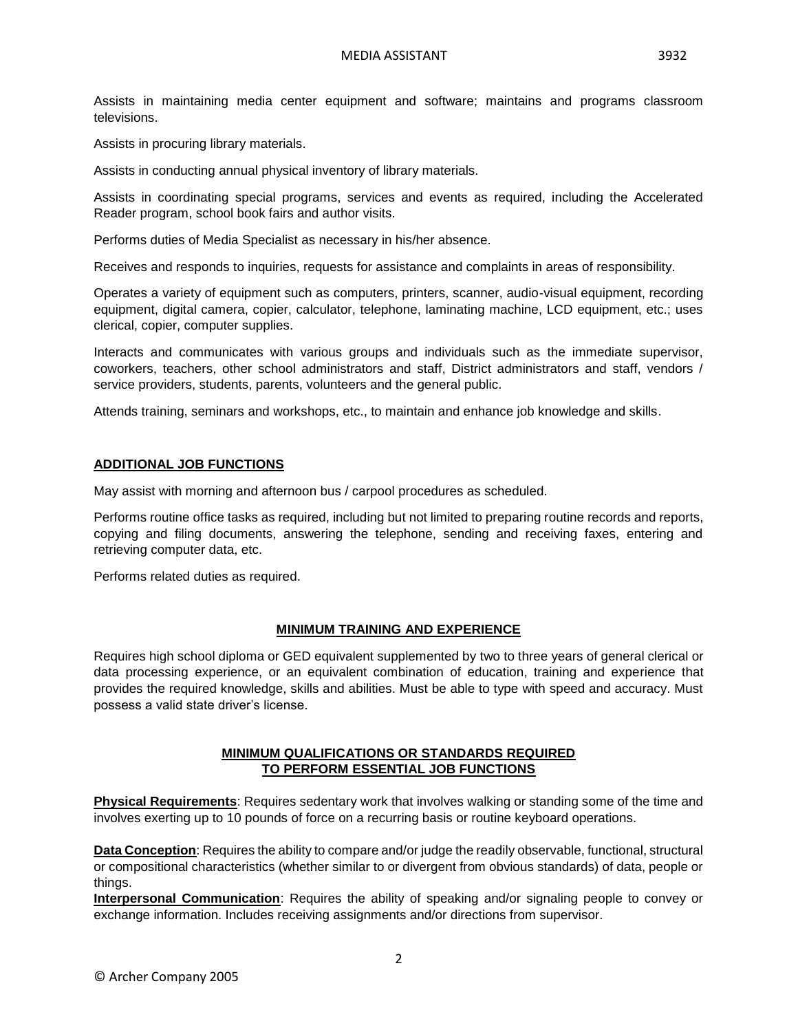Assists in maintaining media center equipment and software; maintains and programs classroom televisions.

Assists in procuring library materials.

Assists in conducting annual physical inventory of library materials.

Assists in coordinating special programs, services and events as required, including the Accelerated Reader program, school book fairs and author visits.

Performs duties of Media Specialist as necessary in his/her absence.

Receives and responds to inquiries, requests for assistance and complaints in areas of responsibility.

Operates a variety of equipment such as computers, printers, scanner, audio-visual equipment, recording equipment, digital camera, copier, calculator, telephone, laminating machine, LCD equipment, etc.; uses clerical, copier, computer supplies.

Interacts and communicates with various groups and individuals such as the immediate supervisor, coworkers, teachers, other school administrators and staff, District administrators and staff, vendors / service providers, students, parents, volunteers and the general public.

Attends training, seminars and workshops, etc., to maintain and enhance job knowledge and skills.

## ADDITIONAL JOB FUNCTIONS

May assist with morning and afternoon bus / carpool procedures as scheduled.

Performs routine office tasks as required, including but not limited to preparing routine records and reports, copying and filing documents, answering the telephone, sending and receiving faxes, entering and retrieving computer data, etc.

Performs related duties as required.

## MINIMUM TRAINING AND EXPERIENCE

Requires high school diploma or GED equivalent supplemented by two to three years of general clerical or data processing experience, or an equivalent combination of education, training and experience that provides the required knowledge, skills and abilities. Must be able to type with speed and accuracy. Must possess a valid state driver's license.

## MINIMUM QUALIFICATIONS OR STANDARDS REQUIRED TO PERFORM ESSENTIAL JOB FUNCTIONS

**Physical Requirements**: Requires sedentary work that involves walking or standing some of the time and involves exerting up to 10 pounds of force on a recurring basis or routine keyboard operations.

**Data Conception**: Requires the ability to compare and/or judge the readily observable, functional, structural or compositional characteristics (whether similar to or divergent from obvious standards) of data, people or things.

**Interpersonal Communication**: Requires the ability of speaking and/or signaling people to convey or exchange information. Includes receiving assignments and/or directions from supervisor.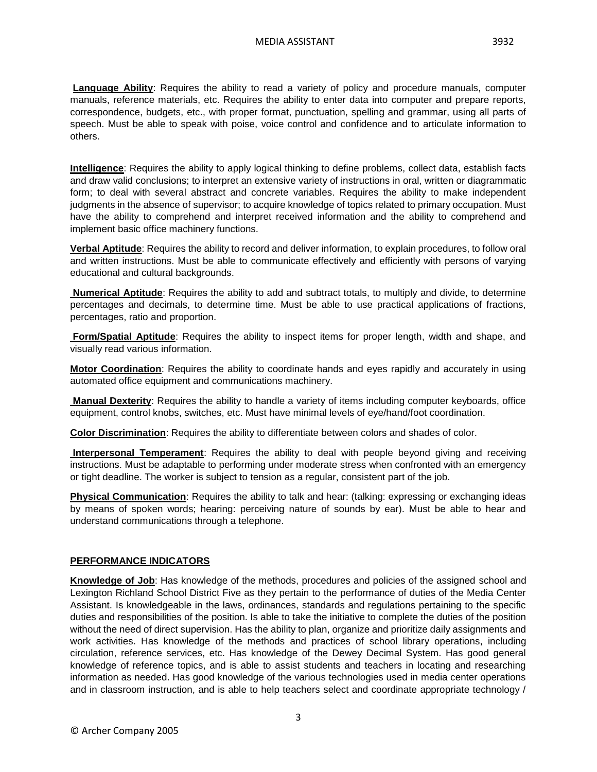**Language Ability**: Requires the ability to read a variety of policy and procedure manuals, computer manuals, reference materials, etc. Requires the ability to enter data into computer and prepare reports, correspondence, budgets, etc., with proper format, punctuation, spelling and grammar, using all parts of speech. Must be able to speak with poise, voice control and confidence and to articulate information to others.

**Intelligence**: Requires the ability to apply logical thinking to define problems, collect data, establish facts and draw valid conclusions; to interpret an extensive variety of instructions in oral, written or diagrammatic form; to deal with several abstract and concrete variables. Requires the ability to make independent judgments in the absence of supervisor; to acquire knowledge of topics related to primary occupation. Must have the ability to comprehend and interpret received information and the ability to comprehend and implement basic office machinery functions.

**Verbal Aptitude**: Requires the ability to record and deliver information, to explain procedures, to follow oral and written instructions. Must be able to communicate effectively and efficiently with persons of varying educational and cultural backgrounds.

**Numerical Aptitude**: Requires the ability to add and subtract totals, to multiply and divide, to determine percentages and decimals, to determine time. Must be able to use practical applications of fractions, percentages, ratio and proportion.

**Form/Spatial Aptitude**: Requires the ability to inspect items for proper length, width and shape, and visually read various information.

**Motor Coordination**: Requires the ability to coordinate hands and eyes rapidly and accurately in using automated office equipment and communications machinery.

**Manual Dexterity**: Requires the ability to handle a variety of items including computer keyboards, office equipment, control knobs, switches, etc. Must have minimal levels of eye/hand/foot coordination.

**Color Discrimination**: Requires the ability to differentiate between colors and shades of color.

**Interpersonal Temperament**: Requires the ability to deal with people beyond giving and receiving instructions. Must be adaptable to performing under moderate stress when confronted with an emergency or tight deadline. The worker is subject to tension as a regular, consistent part of the job.

**Physical Communication**: Requires the ability to talk and hear: (talking: expressing or exchanging ideas by means of spoken words; hearing: perceiving nature of sounds by ear). Must be able to hear and understand communications through a telephone.

## PERFORMANCE INDICATORS

**Knowledge of Job**: Has knowledge of the methods, procedures and policies of the assigned school and Lexington Richland School District Five as they pertain to the performance of duties of the Media Center Assistant. Is knowledgeable in the laws, ordinances, standards and regulations pertaining to the specific duties and responsibilities of the position. Is able to take the initiative to complete the duties of the position without the need of direct supervision. Has the ability to plan, organize and prioritize daily assignments and work activities. Has knowledge of the methods and practices of school library operations, including circulation, reference services, etc. Has knowledge of the Dewey Decimal System. Has good general knowledge of reference topics, and is able to assist students and teachers in locating and researching information as needed. Has good knowledge of the various technologies used in media center operations and in classroom instruction, and is able to help teachers select and coordinate appropriate technology /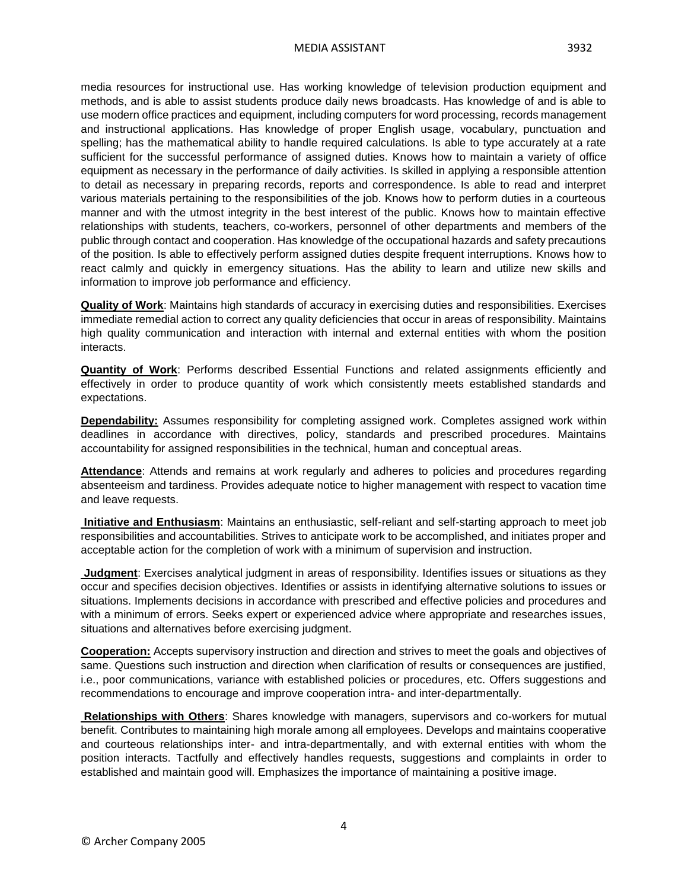media resources for instructional use. Has working knowledge of television production equipment and methods, and is able to assist students produce daily news broadcasts. Has knowledge of and is able to use modern office practices and equipment, including computers for word processing, records management and instructional applications. Has knowledge of proper English usage, vocabulary, punctuation and spelling; has the mathematical ability to handle required calculations. Is able to type accurately at a rate sufficient for the successful performance of assigned duties. Knows how to maintain a variety of office equipment as necessary in the performance of daily activities. Is skilled in applying a responsible attention to detail as necessary in preparing records, reports and correspondence. Is able to read and interpret various materials pertaining to the responsibilities of the job. Knows how to perform duties in a courteous manner and with the utmost integrity in the best interest of the public. Knows how to maintain effective relationships with students, teachers, co-workers, personnel of other departments and members of the public through contact and cooperation. Has knowledge of the occupational hazards and safety precautions of the position. Is able to effectively perform assigned duties despite frequent interruptions. Knows how to react calmly and quickly in emergency situations. Has the ability to learn and utilize new skills and information to improve job performance and efficiency.

**Quality of Work**: Maintains high standards of accuracy in exercising duties and responsibilities. Exercises immediate remedial action to correct any quality deficiencies that occur in areas of responsibility. Maintains high quality communication and interaction with internal and external entities with whom the position interacts.

**Quantity of Work**: Performs described Essential Functions and related assignments efficiently and effectively in order to produce quantity of work which consistently meets established standards and expectations.

**Dependability:** Assumes responsibility for completing assigned work. Completes assigned work within deadlines in accordance with directives, policy, standards and prescribed procedures. Maintains accountability for assigned responsibilities in the technical, human and conceptual areas.

**Attendance**: Attends and remains at work regularly and adheres to policies and procedures regarding absenteeism and tardiness. Provides adequate notice to higher management with respect to vacation time and leave requests.

**Initiative and Enthusiasm**: Maintains an enthusiastic, self-reliant and self-starting approach to meet job responsibilities and accountabilities. Strives to anticipate work to be accomplished, and initiates proper and acceptable action for the completion of work with a minimum of supervision and instruction.

**Judgment**: Exercises analytical judgment in areas of responsibility. Identifies issues or situations as they occur and specifies decision objectives. Identifies or assists in identifying alternative solutions to issues or situations. Implements decisions in accordance with prescribed and effective policies and procedures and with a minimum of errors. Seeks expert or experienced advice where appropriate and researches issues, situations and alternatives before exercising judgment.

**Cooperation:** Accepts supervisory instruction and direction and strives to meet the goals and objectives of same. Questions such instruction and direction when clarification of results or consequences are justified, i.e., poor communications, variance with established policies or procedures, etc. Offers suggestions and recommendations to encourage and improve cooperation intra- and inter-departmentally.

**Relationships with Others**: Shares knowledge with managers, supervisors and co-workers for mutual benefit. Contributes to maintaining high morale among all employees. Develops and maintains cooperative and courteous relationships inter- and intra-departmentally, and with external entities with whom the position interacts. Tactfully and effectively handles requests, suggestions and complaints in order to established and maintain good will. Emphasizes the importance of maintaining a positive image.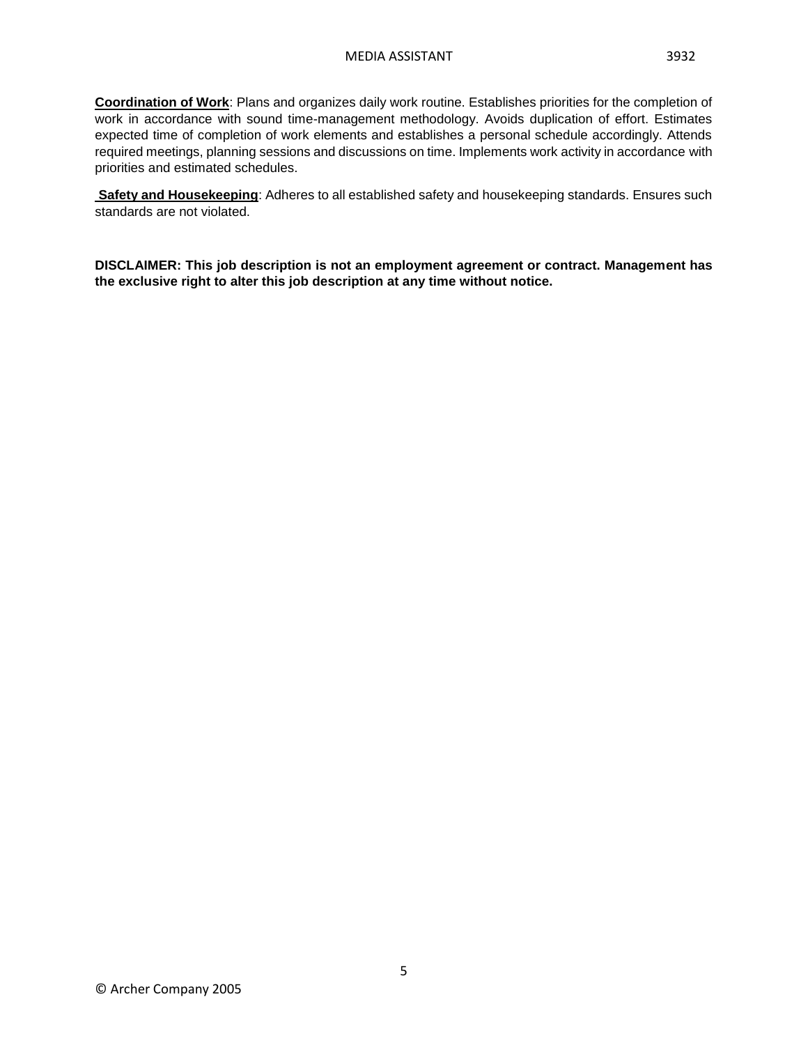**Coordination of Work**: Plans and organizes daily work routine. Establishes priorities for the completion of work in accordance with sound time-management methodology. Avoids duplication of effort. Estimates expected time of completion of work elements and establishes a personal schedule accordingly. Attends required meetings, planning sessions and discussions on time. Implements work activity in accordance with priorities and estimated schedules.

**Safety and Housekeeping**: Adheres to all established safety and housekeeping standards. Ensures such standards are not violated.

**DISCLAIMER: This job description is not an employment agreement or contract. Management has the exclusive right to alter this job description at any time without notice.**